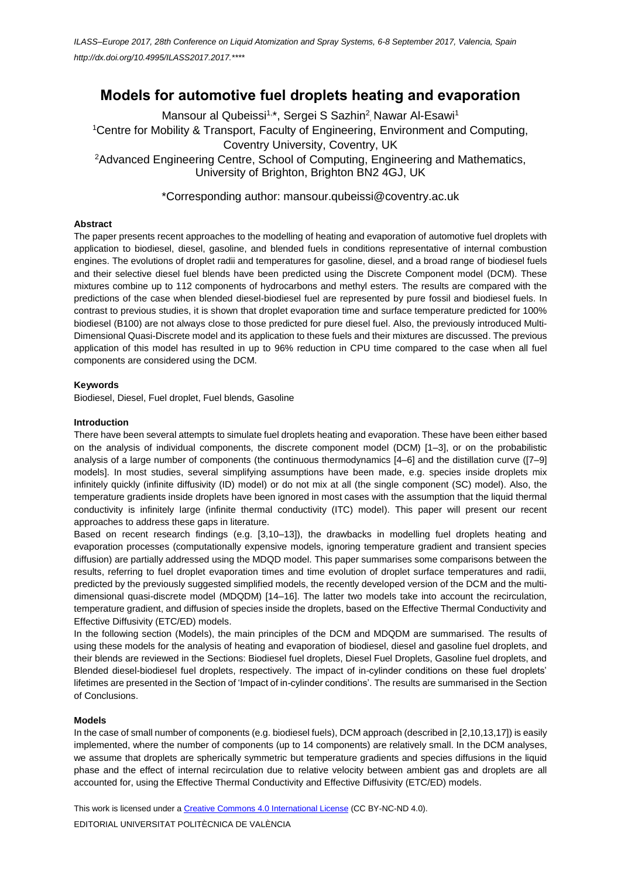# Models for automotive fuel droplets heating and evaporation

Mansour al Qubeissi[1,*], Sergei S Sazhin[2], Nawar Al-Esawi[1]

[1]Centre for Mobility & Transport, Faculty of Engineering, Environment and Computing, Coventry University, Coventry, UK

[2]Advanced Engineering Centre, School of Computing, Engineering and Mathematics, University of Brighton, Brighton BN2 4GJ, UK

*Corresponding author: mansour.qubeissi@coventry.ac.uk

## Abstract

The paper presents recent approaches to the modelling of heating and evaporation of automotive fuel droplets with application to biodiesel, diesel, gasoline, and blended fuels in conditions representative of internal combustion engines. The evolutions of droplet radii and temperatures for gasoline, diesel, and a broad range of biodiesel fuels and their selective diesel fuel blends have been predicted using the Discrete Component model (DCM). These mixtures combine up to 112 components of hydrocarbons and methyl esters. The results are compared with the predictions of the case when blended diesel-biodiesel fuel are represented by pure fossil and biodiesel fuels. In contrast to previous studies, it is shown that droplet evaporation time and surface temperature predicted for 100% biodiesel (B100) are not always close to those predicted for pure diesel fuel. Also, the previously introduced Multi-Dimensional Quasi-Discrete model and its application to these fuels and their mixtures are discussed. The previous application of this model has resulted in up to 96% reduction in CPU time compared to the case when all fuel components are considered using the DCM.

## Keywords

Biodiesel, Diesel, Fuel droplet, Fuel blends, Gasoline

## Introduction

There have been several attempts to simulate fuel droplets heating and evaporation. These have been either based on the analysis of individual components, the discrete component model (DCM) [1–3], or on the probabilistic analysis of a large number of components (the continuous thermodynamics [4–6] and the distillation curve ([7–9] models]. In most studies, several simplifying assumptions have been made, e.g. species inside droplets mix infinitely quickly (infinite diffusivity (ID) model) or do not mix at all (the single component (SC) model). Also, the temperature gradients inside droplets have been ignored in most cases with the assumption that the liquid thermal conductivity is infinitely large (infinite thermal conductivity (ITC) model). This paper will present our recent approaches to address these gaps in literature.

Based on recent research findings (e.g. [3,10–13]), the drawbacks in modelling fuel droplets heating and evaporation processes (computationally expensive models, ignoring temperature gradient and transient species diffusion) are partially addressed using the MDQD model. This paper summarises some comparisons between the results, referring to fuel droplet evaporation times and time evolution of droplet surface temperatures and radii, predicted by the previously suggested simplified models, the recently developed version of the DCM and the multi-dimensional quasi-discrete model (MDQDM) [14–16]. The latter two models take into account the recirculation, temperature gradient, and diffusion of species inside the droplets, based on the Effective Thermal Conductivity and Effective Diffusivity (ETC/ED) models.

In the following section (Models), the main principles of the DCM and MDQDM are summarised. The results of using these models for the analysis of heating and evaporation of biodiesel, diesel and gasoline fuel droplets, and their blends are reviewed in the Sections: Biodiesel fuel droplets, Diesel Fuel Droplets, Gasoline fuel droplets, and Blended diesel-biodiesel fuel droplets, respectively. The impact of in-cylinder conditions on these fuel droplets' lifetimes are presented in the Section of 'Impact of in-cylinder conditions'. The results are summarised in the Section of Conclusions.

## Models

In the case of small number of components (e.g. biodiesel fuels), DCM approach (described in [2,10,13,17]) is easily implemented, where the number of components (up to 14 components) are relatively small. In the DCM analyses, we assume that droplets are spherically symmetric but temperature gradients and species diffusions in the liquid phase and the effect of internal recirculation due to relative velocity between ambient gas and droplets are all accounted for, using the Effective Thermal Conductivity and Effective Diffusivity (ETC/ED) models.

This work is licensed under a Creative Commons 4.0 International License (CC BY-NC-ND 4.0).

EDITORIAL UNIVERSITAT POLITÈCNICA DE VALÈNCIA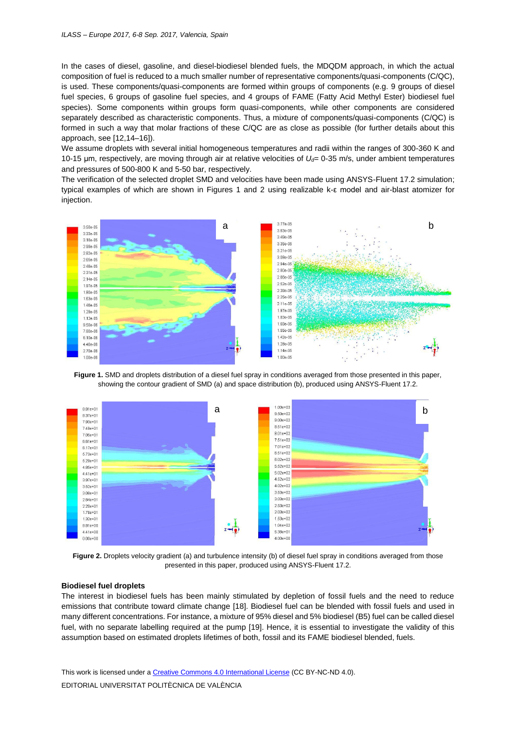In the cases of diesel, gasoline, and diesel-biodiesel blended fuels, the MDQDM approach, in which the actual composition of fuel is reduced to a much smaller number of representative components/quasi-components (C/QC), is used. These components/quasi-components are formed within groups of components (e.g. 9 groups of diesel fuel species, 6 groups of gasoline fuel species, and 4 groups of FAME (Fatty Acid Methyl Ester) biodiesel fuel species). Some components within groups form quasi-components, while other components are considered separately described as characteristic components. Thus, a mixture of components/quasi-components (C/QC) is formed in such a way that molar fractions of these C/QC are as close as possible (for further details about this approach, see [12,14–16]).

We assume droplets with several initial homogeneous temperatures and radii within the ranges of 300-360 K and 10-15 μm, respectively, are moving through air at relative velocities of $U_d$= 0-35 m/s, under ambient temperatures and pressures of 500-800 K and 5-50 bar, respectively.

The verification of the selected droplet SMD and velocities have been made using ANSYS-Fluent 17.2 simulation; typical examples of which are shown in Figures 1 and 2 using realizable k-ε model and air-blast atomizer for injection.

**Figure 1.** SMD and droplets distribution of a diesel fuel spray in conditions averaged from those presented in this paper, showing the contour gradient of SMD (a) and space distribution (b), produced using ANSYS-Fluent 17.2.

**Figure 2.** Droplets velocity gradient (a) and turbulence intensity (b) of diesel fuel spray in conditions averaged from those presented in this paper, produced using ANSYS-Fluent 17.2.

**Biodiesel fuel droplets**

The interest in biodiesel fuels has been mainly stimulated by depletion of fossil fuels and the need to reduce emissions that contribute toward climate change [18]. Biodiesel fuel can be blended with fossil fuels and used in many different concentrations. For instance, a mixture of 95% diesel and 5% biodiesel (B5) fuel can be called diesel fuel, with no separate labelling required at the pump [19]. Hence, it is essential to investigate the validity of this assumption based on estimated droplets lifetimes of both, fossil and its FAME biodiesel blended, fuels.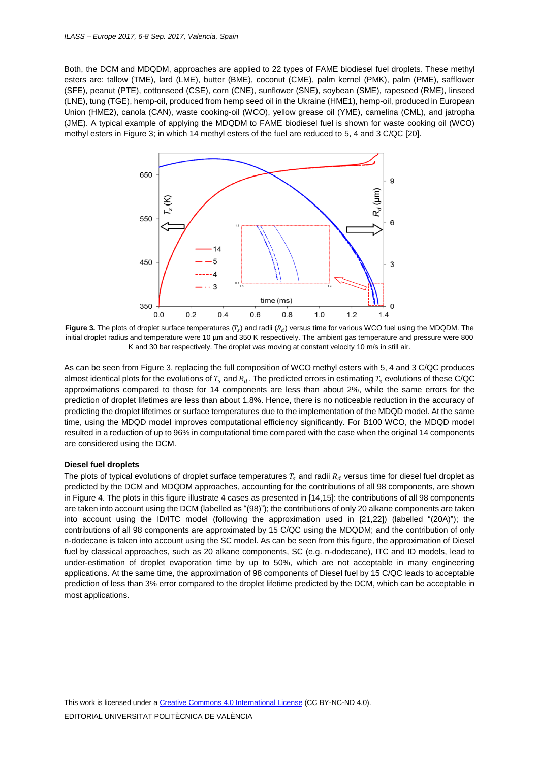Both, the DCM and MDQDM, approaches are applied to 22 types of FAME biodiesel fuel droplets. These methyl esters are: tallow (TME), lard (LME), butter (BME), coconut (CME), palm kernel (PMK), palm (PME), safflower (SFE), peanut (PTE), cottonseed (CSE), corn (CNE), sunflower (SNE), soybean (SME), rapeseed (RME), linseed (LNE), tung (TGE), hemp-oil, produced from hemp seed oil in the Ukraine (HME1), hemp-oil, produced in European Union (HME2), canola (CAN), waste cooking-oil (WCO), yellow grease oil (YME), camelina (CML), and jatropha (JME). A typical example of applying the MDQDM to FAME biodiesel fuel is shown for waste cooking oil (WCO) methyl esters in Figure 3; in which 14 methyl esters of the fuel are reduced to 5, 4 and 3 C/QC [20].

**Figure 3.** The plots of droplet surface temperatures ($T_s$) and radii ($R_d$) versus time for various WCO fuel using the MDQDM. The initial droplet radius and temperature were 10 μm and 350 K respectively. The ambient gas temperature and pressure were 800 K and 30 bar respectively. The droplet was moving at constant velocity 10 m/s in still air.

As can be seen from Figure 3, replacing the full composition of WCO methyl esters with 5, 4 and 3 C/QC produces almost identical plots for the evolutions of $T_s$ and $R_d$. The predicted errors in estimating $T_s$ evolutions of these C/QC approximations compared to those for 14 components are less than about 2%, while the same errors for the prediction of droplet lifetimes are less than about 1.8%. Hence, there is no noticeable reduction in the accuracy of predicting the droplet lifetimes or surface temperatures due to the implementation of the MDQD model. At the same time, using the MDQD model improves computational efficiency significantly. For B100 WCO, the MDQD model resulted in a reduction of up to 96% in computational time compared with the case when the original 14 components are considered using the DCM.

### Diesel fuel droplets

The plots of typical evolutions of droplet surface temperatures $T_s$ and radii $R_d$ versus time for diesel fuel droplet as predicted by the DCM and MDQDM approaches, accounting for the contributions of all 98 components, are shown in Figure 4. The plots in this figure illustrate 4 cases as presented in [14,15]: the contributions of all 98 components are taken into account using the DCM (labelled as "(98)"); the contributions of only 20 alkane components are taken into account using the ID/ITC model (following the approximation used in [21,22]) (labelled "(20A)"); the contributions of all 98 components are approximated by 15 C/QC using the MDQDM; and the contribution of only n-dodecane is taken into account using the SC model. As can be seen from this figure, the approximation of Diesel fuel by classical approaches, such as 20 alkane components, SC (e.g. n-dodecane), ITC and ID models, lead to under-estimation of droplet evaporation time by up to 50%, which are not acceptable in many engineering applications. At the same time, the approximation of 98 components of Diesel fuel by 15 C/QC leads to acceptable prediction of less than 3% error compared to the droplet lifetime predicted by the DCM, which can be acceptable in most applications.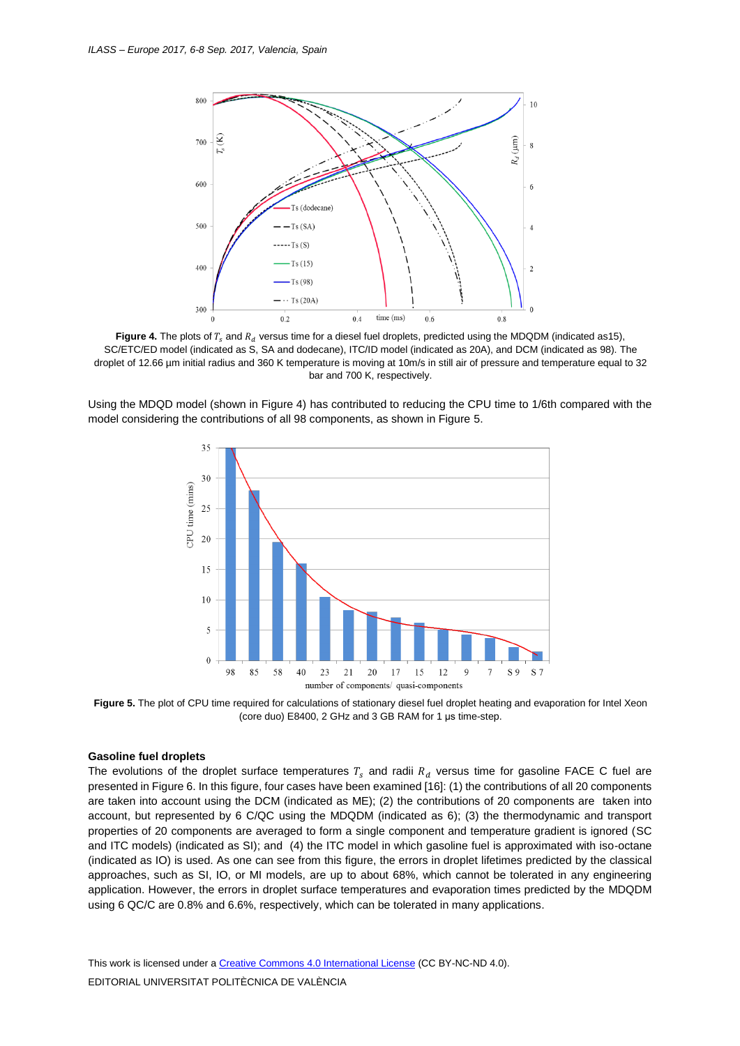**Figure 4.** The plots of $T_s$ and $R_d$ versus time for a diesel fuel droplets, predicted using the MDQDM (indicated as15), SC/ETC/ED model (indicated as S, SA and dodecane), ITC/ID model (indicated as 20A), and DCM (indicated as 98). The droplet of 12.66 µm initial radius and 360 K temperature is moving at 10m/s in still air of pressure and temperature equal to 32 bar and 700 K, respectively.

Using the MDQD model (shown in Figure 4) has contributed to reducing the CPU time to 1/6th compared with the model considering the contributions of all 98 components, as shown in Figure 5.

**Figure 5.** The plot of CPU time required for calculations of stationary diesel fuel droplet heating and evaporation for Intel Xeon (core duo) E8400, 2 GHz and 3 GB RAM for 1 µs time-step.

### Gasoline fuel droplets

The evolutions of the droplet surface temperatures $T_s$ and radii $R_d$ versus time for gasoline FACE C fuel are presented in Figure 6. In this figure, four cases have been examined [16]: (1) the contributions of all 20 components are taken into account using the DCM (indicated as ME); (2) the contributions of 20 components are taken into account, but represented by 6 C/QC using the MDQDM (indicated as 6); (3) the thermodynamic and transport properties of 20 components are averaged to form a single component and temperature gradient is ignored (SC and ITC models) (indicated as SI); and (4) the ITC model in which gasoline fuel is approximated with iso-octane (indicated as IO) is used. As one can see from this figure, the errors in droplet lifetimes predicted by the classical approaches, such as SI, IO, or MI models, are up to about 68%, which cannot be tolerated in any engineering application. However, the errors in droplet surface temperatures and evaporation times predicted by the MDQDM using 6 QC/C are 0.8% and 6.6%, respectively, which can be tolerated in many applications.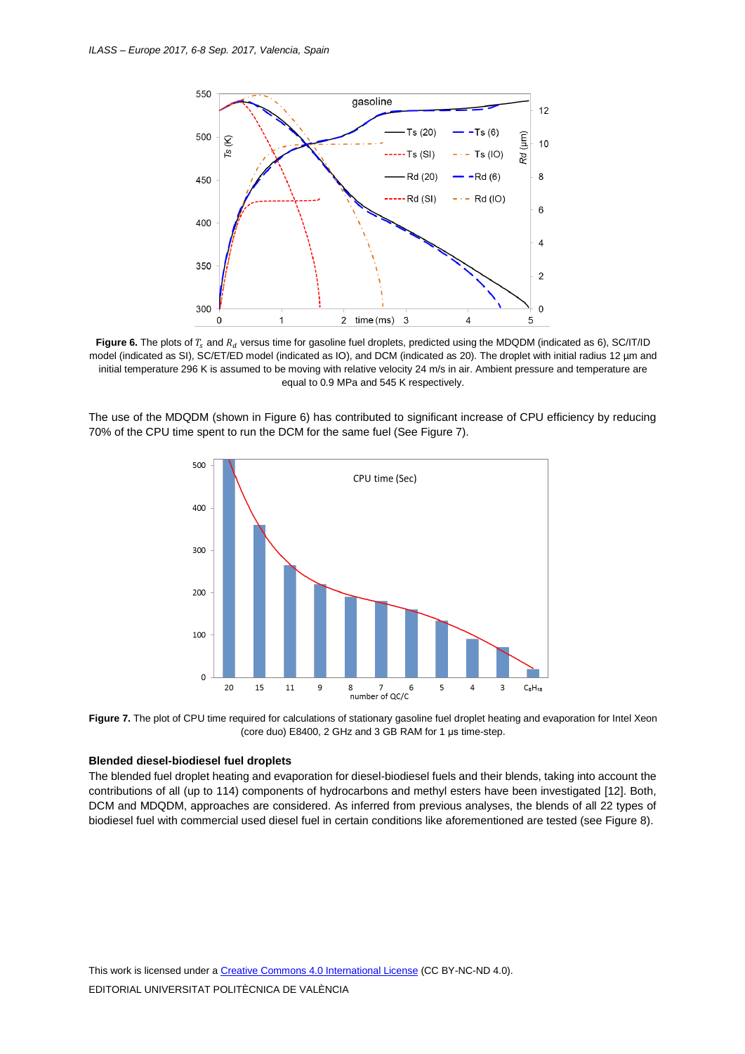**Figure 6.** The plots of $T_s$ and $R_d$ versus time for gasoline fuel droplets, predicted using the MDQDM (indicated as 6), SC/IT/ID model (indicated as SI), SC/ET/ED model (indicated as IO), and DCM (indicated as 20). The droplet with initial radius 12 µm and initial temperature 296 K is assumed to be moving with relative velocity 24 m/s in air. Ambient pressure and temperature are equal to 0.9 MPa and 545 K respectively.

The use of the MDQDM (shown in Figure 6) has contributed to significant increase of CPU efficiency by reducing 70% of the CPU time spent to run the DCM for the same fuel (See Figure 7).

**Figure 7.** The plot of CPU time required for calculations of stationary gasoline fuel droplet heating and evaporation for Intel Xeon (core duo) E8400, 2 GHz and 3 GB RAM for 1 µs time-step.

### Blended diesel-biodiesel fuel droplets

The blended fuel droplet heating and evaporation for diesel-biodiesel fuels and their blends, taking into account the contributions of all (up to 114) components of hydrocarbons and methyl esters have been investigated [12]. Both, DCM and MDQDM, approaches are considered. As inferred from previous analyses, the blends of all 22 types of biodiesel fuel with commercial used diesel fuel in certain conditions like aforementioned are tested (see Figure 8).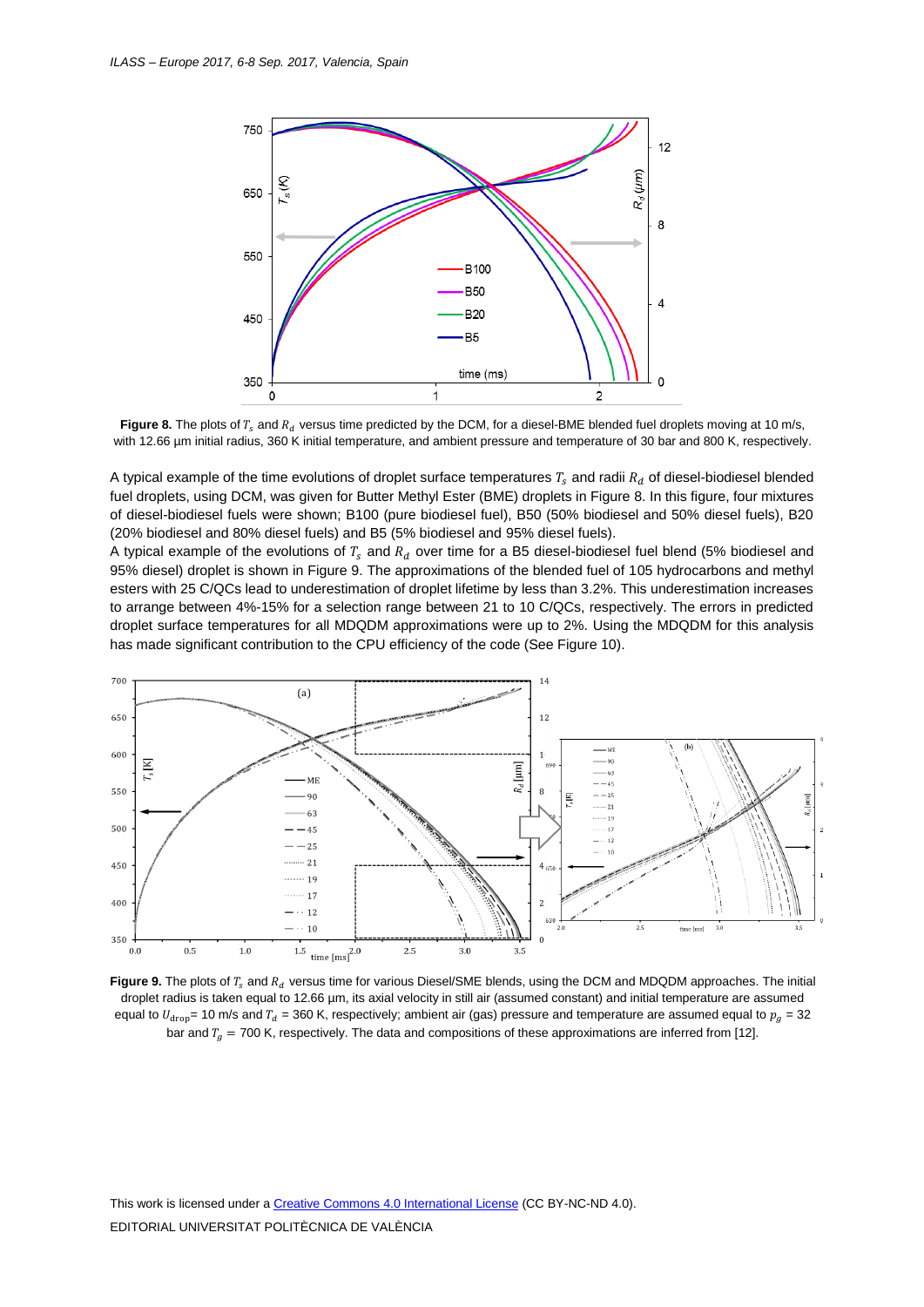**Figure 8.** The plots of $T_s$ and $R_d$ versus time predicted by the DCM, for a diesel-BME blended fuel droplets moving at 10 m/s, with 12.66 µm initial radius, 360 K initial temperature, and ambient pressure and temperature of 30 bar and 800 K, respectively.

A typical example of the time evolutions of droplet surface temperatures $T_s$ and radii $R_d$ of diesel-biodiesel blended fuel droplets, using DCM, was given for Butter Methyl Ester (BME) droplets in Figure 8. In this figure, four mixtures of diesel-biodiesel fuels were shown; B100 (pure biodiesel fuel), B50 (50% biodiesel and 50% diesel fuels), B20 (20% biodiesel and 80% diesel fuels) and B5 (5% biodiesel and 95% diesel fuels).
A typical example of the evolutions of $T_s$ and $R_d$ over time for a B5 diesel-biodiesel fuel blend (5% biodiesel and 95% diesel) droplet is shown in Figure 9. The approximations of the blended fuel of 105 hydrocarbons and methyl esters with 25 C/QCs lead to underestimation of droplet lifetime by less than 3.2%. This underestimation increases to arrange between 4%-15% for a selection range between 21 to 10 C/QCs, respectively. The errors in predicted droplet surface temperatures for all MDQDM approximations were up to 2%. Using the MDQDM for this analysis has made significant contribution to the CPU efficiency of the code (See Figure 10).

**Figure 9.** The plots of $T_s$ and $R_d$ versus time for various Diesel/SME blends, using the DCM and MDQDM approaches. The initial droplet radius is taken equal to 12.66 µm, its axial velocity in still air (assumed constant) and initial temperature are assumed equal to $U_{\mathrm{drop}}$= 10 m/s and $T_d$ = 360 K, respectively; ambient air (gas) pressure and temperature are assumed equal to $p_g$ = 32 bar and $T_g$ = 700 K, respectively. The data and compositions of these approximations are inferred from [12].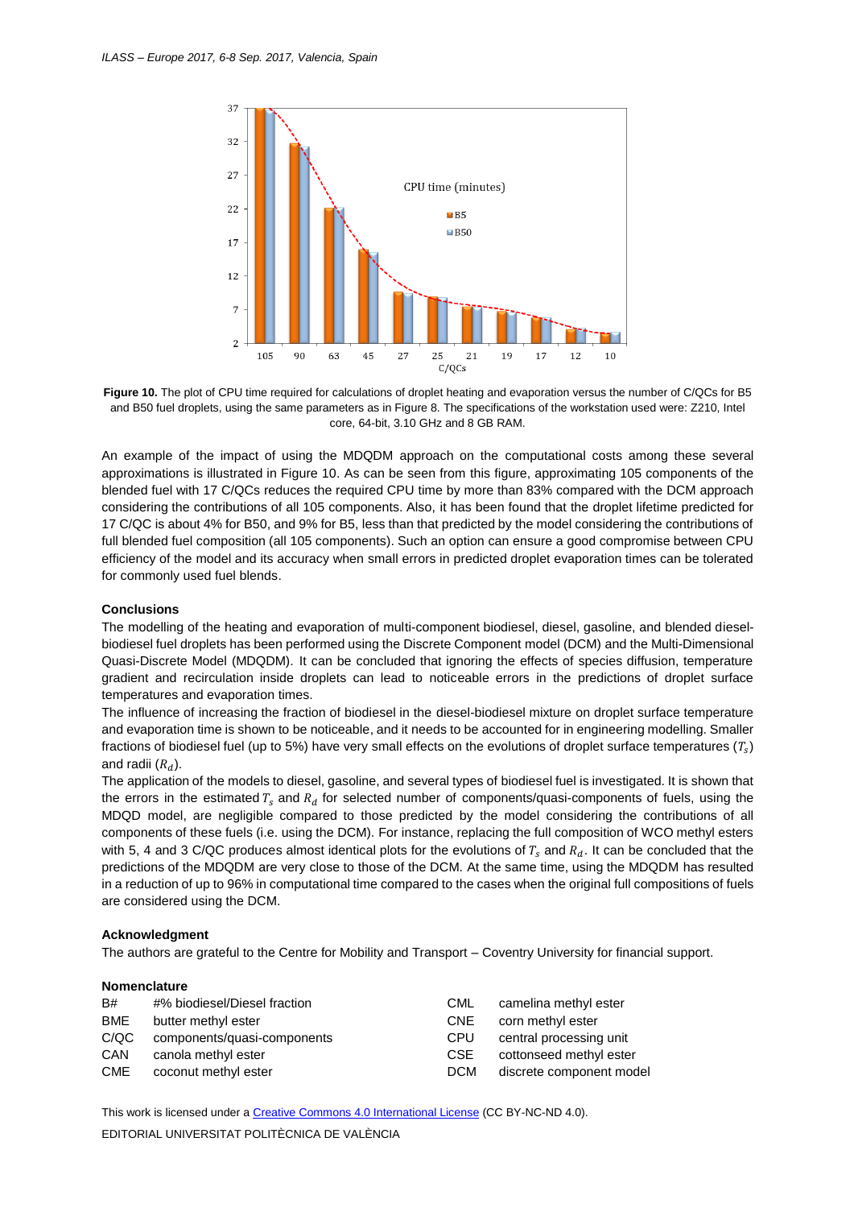**Figure 10.** The plot of CPU time required for calculations of droplet heating and evaporation versus the number of C/QCs for B5 and B50 fuel droplets, using the same parameters as in Figure 8. The specifications of the workstation used were: Z210, Intel core, 64-bit, 3.10 GHz and 8 GB RAM.

An example of the impact of using the MDQDM approach on the computational costs among these several approximations is illustrated in Figure 10. As can be seen from this figure, approximating 105 components of the blended fuel with 17 C/QCs reduces the required CPU time by more than 83% compared with the DCM approach considering the contributions of all 105 components. Also, it has been found that the droplet lifetime predicted for 17 C/QC is about 4% for B50, and 9% for B5, less than that predicted by the model considering the contributions of full blended fuel composition (all 105 components). Such an option can ensure a good compromise between CPU efficiency of the model and its accuracy when small errors in predicted droplet evaporation times can be tolerated for commonly used fuel blends.

## Conclusions

The modelling of the heating and evaporation of multi-component biodiesel, diesel, gasoline, and blended diesel-biodiesel fuel droplets has been performed using the Discrete Component model (DCM) and the Multi-Dimensional Quasi-Discrete Model (MDQDM). It can be concluded that ignoring the effects of species diffusion, temperature gradient and recirculation inside droplets can lead to noticeable errors in the predictions of droplet surface temperatures and evaporation times.

The influence of increasing the fraction of biodiesel in the diesel-biodiesel mixture on droplet surface temperature and evaporation time is shown to be noticeable, and it needs to be accounted for in engineering modelling. Smaller fractions of biodiesel fuel (up to 5%) have very small effects on the evolutions of droplet surface temperatures ($T_s$) and radii ($R_d$).

The application of the models to diesel, gasoline, and several types of biodiesel fuel is investigated. It is shown that the errors in the estimated $T_s$ and $R_d$ for selected number of components/quasi-components of fuels, using the MDQD model, are negligible compared to those predicted by the model considering the contributions of all components of these fuels (i.e. using the DCM). For instance, replacing the full composition of WCO methyl esters with 5, 4 and 3 C/QC produces almost identical plots for the evolutions of $T_s$ and $R_d$. It can be concluded that the predictions of the MDQDM are very close to those of the DCM. At the same time, using the MDQDM has resulted in a reduction of up to 96% in computational time compared to the cases when the original full compositions of fuels are considered using the DCM.

## Acknowledgment

The authors are grateful to the Centre for Mobility and Transport – Coventry University for financial support.

## Nomenclature

| | | | |
|---|---|---|---|
| B# | #% biodiesel/Diesel fraction | CML | camelina methyl ester |
| BME | butter methyl ester | CNE | corn methyl ester |
| C/QC | components/quasi-components | CPU | central processing unit |
| CAN | canola methyl ester | CSE | cottonseed methyl ester |
| CME | coconut methyl ester | DCM | discrete component model |

This work is licensed under a Creative Commons 4.0 International License (CC BY-NC-ND 4.0).

EDITORIAL UNIVERSITAT POLITÈCNICA DE VALÈNCIA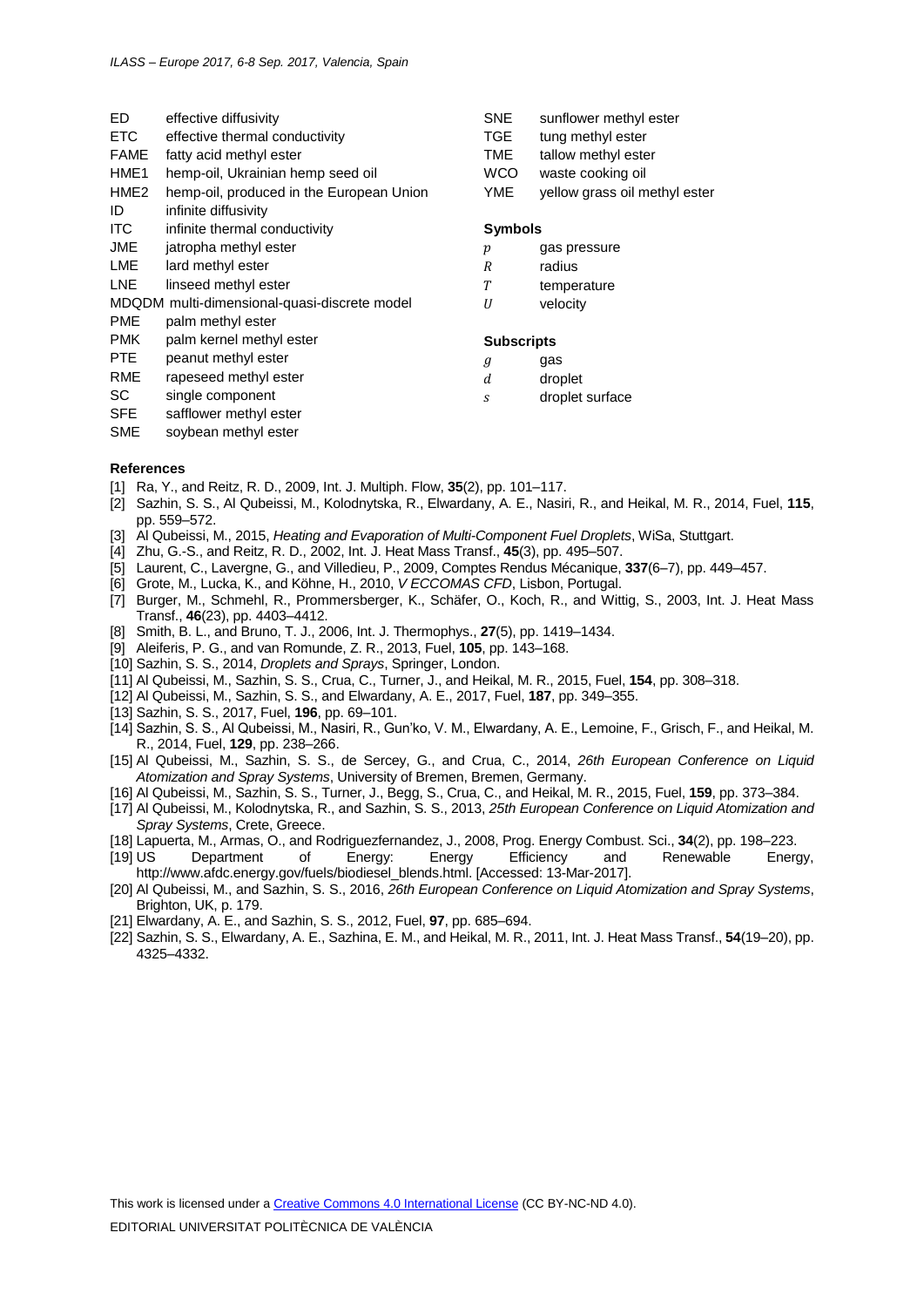ED effective diffusivity
ETC effective thermal conductivity
FAME fatty acid methyl ester
HME1 hemp-oil, Ukrainian hemp seed oil
HME2 hemp-oil, produced in the European Union
ID infinite diffusivity
ITC infinite thermal conductivity
JME jatropha methyl ester
LME lard methyl ester
LNE linseed methyl ester
MDQDM multi-dimensional-quasi-discrete model
PME palm methyl ester
PMK palm kernel methyl ester
PTE peanut methyl ester
RME rapeseed methyl ester
SC single component
SFE safflower methyl ester
SME soybean methyl ester
SNE sunflower methyl ester
TGE tung methyl ester
TME tallow methyl ester
WCO waste cooking oil
YME yellow grass oil methyl ester

**Symbols**

$p$ gas pressure
$R$ radius
$T$ temperature
$U$ velocity

**Subscripts**

$g$ gas
$d$ droplet
$s$ droplet surface

**References**

[1] Ra, Y., and Reitz, R. D., 2009, Int. J. Multiph. Flow, **35**(2), pp. 101–117.
[2] Sazhin, S. S., Al Qubeissi, M., Kolodnytska, R., Elwardany, A. E., Nasiri, R., and Heikal, M. R., 2014, Fuel, **115**, pp. 559–572.
[3] Al Qubeissi, M., 2015, *Heating and Evaporation of Multi-Component Fuel Droplets*, WiSa, Stuttgart.
[4] Zhu, G.-S., and Reitz, R. D., 2002, Int. J. Heat Mass Transf., **45**(3), pp. 495–507.
[5] Laurent, C., Lavergne, G., and Villedieu, P., 2009, Comptes Rendus Mécanique, **337**(6–7), pp. 449–457.
[6] Grote, M., Lucka, K., and Köhne, H., 2010, *V ECCOMAS CFD*, Lisbon, Portugal.
[7] Burger, M., Schmehl, R., Prommersberger, K., Schäfer, O., Koch, R., and Wittig, S., 2003, Int. J. Heat Mass Transf., **46**(23), pp. 4403–4412.
[8] Smith, B. L., and Bruno, T. J., 2006, Int. J. Thermophys., **27**(5), pp. 1419–1434.
[9] Aleiferis, P. G., and van Romunde, Z. R., 2013, Fuel, **105**, pp. 143–168.
[10] Sazhin, S. S., 2014, *Droplets and Sprays*, Springer, London.
[11] Al Qubeissi, M., Sazhin, S. S., Crua, C., Turner, J., and Heikal, M. R., 2015, Fuel, **154**, pp. 308–318.
[12] Al Qubeissi, M., Sazhin, S. S., and Elwardany, A. E., 2017, Fuel, **187**, pp. 349–355.
[13] Sazhin, S. S., 2017, Fuel, **196**, pp. 69–101.
[14] Sazhin, S. S., Al Qubeissi, M., Nasiri, R., Gun'ko, V. M., Elwardany, A. E., Lemoine, F., Grisch, F., and Heikal, M. R., 2014, Fuel, **129**, pp. 238–266.
[15] Al Qubeissi, M., Sazhin, S. S., de Sercey, G., and Crua, C., 2014, *26th European Conference on Liquid Atomization and Spray Systems*, University of Bremen, Bremen, Germany.
[16] Al Qubeissi, M., Sazhin, S. S., Turner, J., Begg, S., Crua, C., and Heikal, M. R., 2015, Fuel, **159**, pp. 373–384.
[17] Al Qubeissi, M., Kolodnytska, R., and Sazhin, S. S., 2013, *25th European Conference on Liquid Atomization and Spray Systems*, Crete, Greece.
[18] Lapuerta, M., Armas, O., and Rodriguezfernandez, J., 2008, Prog. Energy Combust. Sci., **34**(2), pp. 198–223.
[19] US Department of Energy: Energy Efficiency and Renewable Energy, http://www.afdc.energy.gov/fuels/biodiesel_blends.html. [Accessed: 13-Mar-2017].
[20] Al Qubeissi, M., and Sazhin, S. S., 2016, *26th European Conference on Liquid Atomization and Spray Systems*, Brighton, UK, p. 179.
[21] Elwardany, A. E., and Sazhin, S. S., 2012, Fuel, **97**, pp. 685–694.
[22] Sazhin, S. S., Elwardany, A. E., Sazhina, E. M., and Heikal, M. R., 2011, Int. J. Heat Mass Transf., **54**(19–20), pp. 4325–4332.